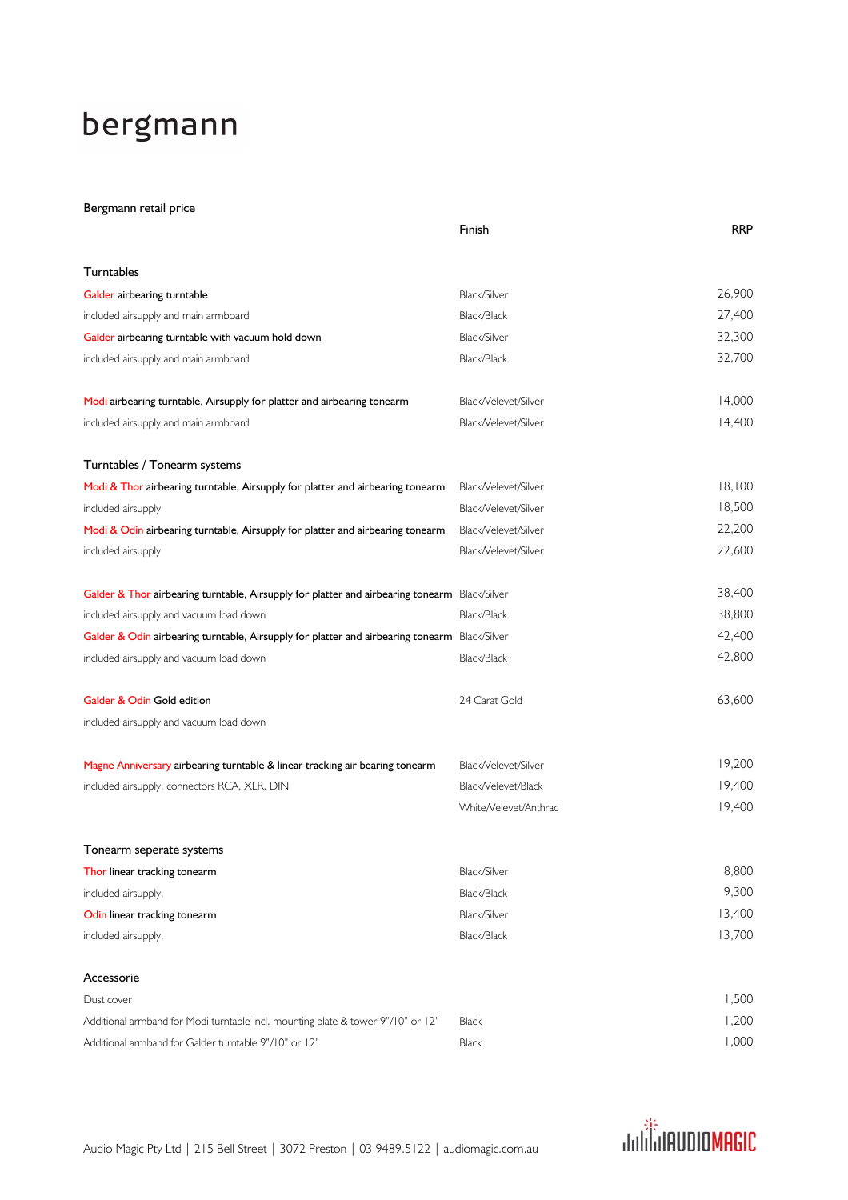# bergmann

Bergmann retail price

| | Finish | RRP |
|---|---|---|
| **Turntables** | | |
| Galder airbearing turntable | Black/Silver | 26,900 |
| included airsupply and main armboard | Black/Black | 27,400 |
| Galder airbearing turntable with vacuum hold down | Black/Silver | 32,300 |
| included airsupply and main armboard | Black/Black | 32,700 |
| | | |
| Modi airbearing turntable, Airsupply for platter and airbearing tonearm | Black/Velevet/Silver | 14,000 |
| included airsupply and main armboard | Black/Velevet/Silver | 14,400 |
| | | |
| **Turntables / Tonearm systems** | | |
| Modi & Thor airbearing turntable, Airsupply for platter and airbearing tonearm | Black/Velevet/Silver | 18,100 |
| included airsupply | Black/Velevet/Silver | 18,500 |
| Modi & Odin airbearing turntable, Airsupply for platter and airbearing tonearm | Black/Velevet/Silver | 22,200 |
| included airsupply | Black/Velevet/Silver | 22,600 |
| | | |
| Galder & Thor airbearing turntable, Airsupply for platter and airbearing tonearm | Black/Silver | 38,400 |
| included airsupply and vacuum load down | Black/Black | 38,800 |
| Galder & Odin airbearing turntable, Airsupply for platter and airbearing tonearm | Black/Silver | 42,400 |
| included airsupply and vacuum load down | Black/Black | 42,800 |
| | | |
| Galder & Odin Gold edition | 24 Carat Gold | 63,600 |
| included airsupply and vacuum load down | | |
| | | |
| Magne Anniversary airbearing turntable & linear tracking air bearing tonearm | Black/Velevet/Silver | 19,200 |
| included airsupply, connectors RCA, XLR, DIN | Black/Velevet/Black | 19,400 |
| | White/Velevet/Anthrac | 19,400 |
| | | |
| **Tonearm seperate systems** | | |
| Thor linear tracking tonearm | Black/Silver | 8,800 |
| included airsupply, | Black/Black | 9,300 |
| Odin linear tracking tonearm | Black/Silver | 13,400 |
| included airsupply, | Black/Black | 13,700 |
| | | |
| **Accessorie** | | |
| Dust cover | | 1,500 |
| Additional armband for Modi turntable incl. mounting plate & tower 9"/10" or 12" | Black | 1,200 |
| Additional armband for Galder turntable 9"/10" or 12" | Black | 1,000 |

Audio Magic Pty Ltd | 215 Bell Street | 3072 Preston | 03.9489.5122 | audiomagic.com.au

AUDIOMAGIC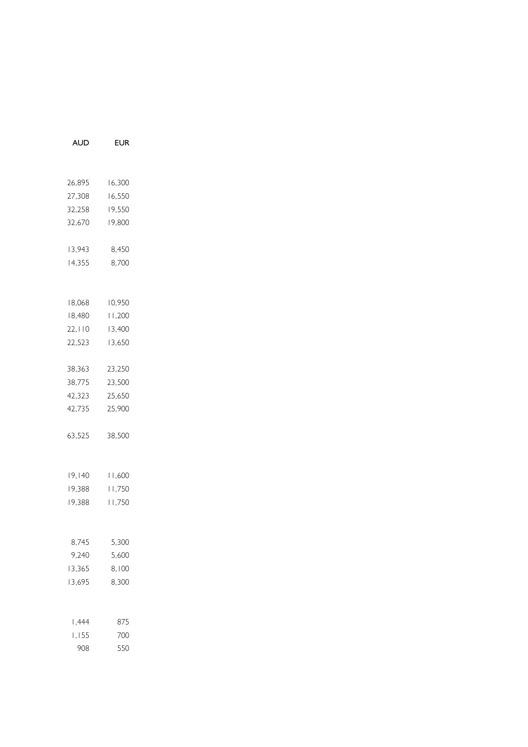| AUD | EUR |
|---|---|
| | |
| 26,895 | 16,300 |
| 27,308 | 16,550 |
| 32,258 | 19,550 |
| 32,670 | 19,800 |
| | |
| 13,943 | 8,450 |
| 14,355 | 8,700 |
| | |
| 18,068 | 10,950 |
| 18,480 | 11,200 |
| 22,110 | 13,400 |
| 22,523 | 13,650 |
| | |
| 38,363 | 23,250 |
| 38,775 | 23,500 |
| 42,323 | 25,650 |
| 42,735 | 25,900 |
| | |
| 63,525 | 38,500 |
| | |
| 19,140 | 11,600 |
| 19,388 | 11,750 |
| 19,388 | 11,750 |
| | |
| 8,745 | 5,300 |
| 9,240 | 5,600 |
| 13,365 | 8,100 |
| 13,695 | 8,300 |
| | |
| 1,444 | 875 |
| 1,155 | 700 |
| 908 | 550 |